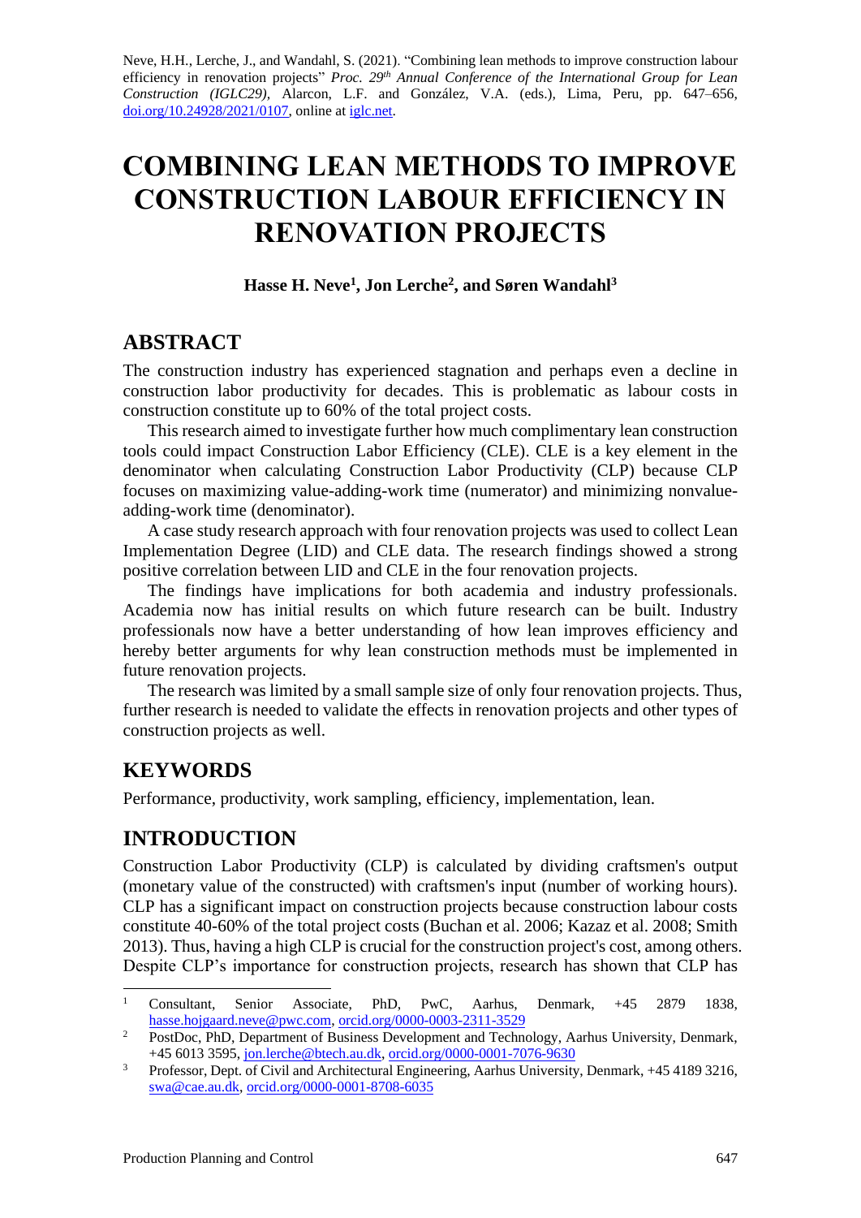Neve, H.H., Lerche, J., and Wandahl, S. (2021). "Combining lean methods to improve construction labour efficiency in renovation projects" *Proc. 29th Annual Conference of the International Group for Lean Construction (IGLC29)*, Alarcon, L.F. and González, V.A. (eds.), Lima, Peru, pp. 647–656, doi.org/10.24928/2021/0107, online at iglc.net.

# COMBINING LEAN METHODS TO IMPROVE CONSTRUCTION LABOUR EFFICIENCY IN RENOVATION PROJECTS

**Hasse H. Neve[1], Jon Lerche[2], and Søren Wandahl[3]**

## ABSTRACT

The construction industry has experienced stagnation and perhaps even a decline in construction labor productivity for decades. This is problematic as labour costs in construction constitute up to 60% of the total project costs.

This research aimed to investigate further how much complimentary lean construction tools could impact Construction Labor Efficiency (CLE). CLE is a key element in the denominator when calculating Construction Labor Productivity (CLP) because CLP focuses on maximizing value-adding-work time (numerator) and minimizing nonvalue-adding-work time (denominator).

A case study research approach with four renovation projects was used to collect Lean Implementation Degree (LID) and CLE data. The research findings showed a strong positive correlation between LID and CLE in the four renovation projects.

The findings have implications for both academia and industry professionals. Academia now has initial results on which future research can be built. Industry professionals now have a better understanding of how lean improves efficiency and hereby better arguments for why lean construction methods must be implemented in future renovation projects.

The research was limited by a small sample size of only four renovation projects. Thus, further research is needed to validate the effects in renovation projects and other types of construction projects as well.

## KEYWORDS

Performance, productivity, work sampling, efficiency, implementation, lean.

## INTRODUCTION

Construction Labor Productivity (CLP) is calculated by dividing craftsmen's output (monetary value of the constructed) with craftsmen's input (number of working hours). CLP has a significant impact on construction projects because construction labour costs constitute 40-60% of the total project costs (Buchan et al. 2006; Kazaz et al. 2008; Smith 2013). Thus, having a high CLP is crucial for the construction project's cost, among others. Despite CLP's importance for construction projects, research has shown that CLP has

---

[1] Consultant, Senior Associate, PhD, PwC, Aarhus, Denmark, +45 2879 1838, hasse.hojgaard.neve@pwc.com, orcid.org/0000-0003-2311-3529

[2] PostDoc, PhD, Department of Business Development and Technology, Aarhus University, Denmark, +45 6013 3595, jon.lerche@btech.au.dk, orcid.org/0000-0001-7076-9630

[3] Professor, Dept. of Civil and Architectural Engineering, Aarhus University, Denmark, +45 4189 3216, swa@cae.au.dk, orcid.org/0000-0001-8708-6035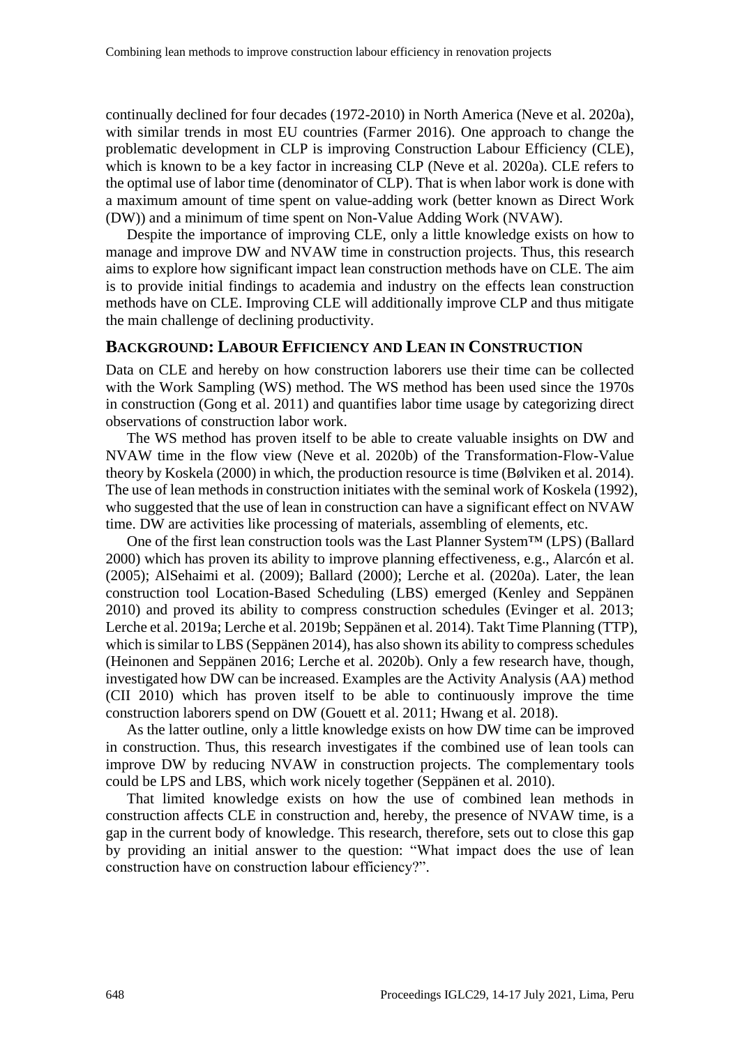continually declined for four decades (1972-2010) in North America (Neve et al. 2020a), with similar trends in most EU countries (Farmer 2016). One approach to change the problematic development in CLP is improving Construction Labour Efficiency (CLE), which is known to be a key factor in increasing CLP (Neve et al. 2020a). CLE refers to the optimal use of labor time (denominator of CLP). That is when labor work is done with a maximum amount of time spent on value-adding work (better known as Direct Work (DW)) and a minimum of time spent on Non-Value Adding Work (NVAW).

Despite the importance of improving CLE, only a little knowledge exists on how to manage and improve DW and NVAW time in construction projects. Thus, this research aims to explore how significant impact lean construction methods have on CLE. The aim is to provide initial findings to academia and industry on the effects lean construction methods have on CLE. Improving CLE will additionally improve CLP and thus mitigate the main challenge of declining productivity.

## BACKGROUND: LABOUR EFFICIENCY AND LEAN IN CONSTRUCTION

Data on CLE and hereby on how construction laborers use their time can be collected with the Work Sampling (WS) method. The WS method has been used since the 1970s in construction (Gong et al. 2011) and quantifies labor time usage by categorizing direct observations of construction labor work.

The WS method has proven itself to be able to create valuable insights on DW and NVAW time in the flow view (Neve et al. 2020b) of the Transformation-Flow-Value theory by Koskela (2000) in which, the production resource is time (Bølviken et al. 2014). The use of lean methods in construction initiates with the seminal work of Koskela (1992), who suggested that the use of lean in construction can have a significant effect on NVAW time. DW are activities like processing of materials, assembling of elements, etc.

One of the first lean construction tools was the Last Planner System™ (LPS) (Ballard 2000) which has proven its ability to improve planning effectiveness, e.g., Alarcón et al. (2005); AlSehaimi et al. (2009); Ballard (2000); Lerche et al. (2020a). Later, the lean construction tool Location-Based Scheduling (LBS) emerged (Kenley and Seppänen 2010) and proved its ability to compress construction schedules (Evinger et al. 2013; Lerche et al. 2019a; Lerche et al. 2019b; Seppänen et al. 2014). Takt Time Planning (TTP), which is similar to LBS (Seppänen 2014), has also shown its ability to compress schedules (Heinonen and Seppänen 2016; Lerche et al. 2020b). Only a few research have, though, investigated how DW can be increased. Examples are the Activity Analysis (AA) method (CII 2010) which has proven itself to be able to continuously improve the time construction laborers spend on DW (Gouett et al. 2011; Hwang et al. 2018).

As the latter outline, only a little knowledge exists on how DW time can be improved in construction. Thus, this research investigates if the combined use of lean tools can improve DW by reducing NVAW in construction projects. The complementary tools could be LPS and LBS, which work nicely together (Seppänen et al. 2010).

That limited knowledge exists on how the use of combined lean methods in construction affects CLE in construction and, hereby, the presence of NVAW time, is a gap in the current body of knowledge. This research, therefore, sets out to close this gap by providing an initial answer to the question: "What impact does the use of lean construction have on construction labour efficiency?".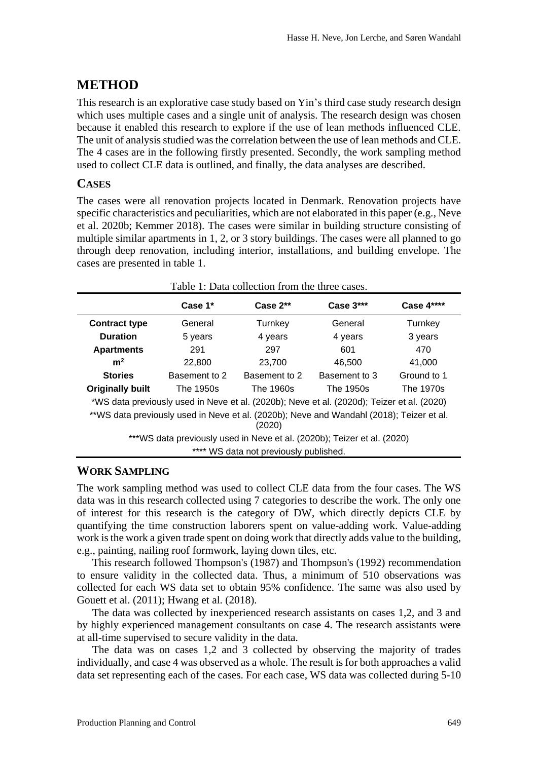## METHOD

This research is an explorative case study based on Yin's third case study research design which uses multiple cases and a single unit of analysis. The research design was chosen because it enabled this research to explore if the use of lean methods influenced CLE. The unit of analysis studied was the correlation between the use of lean methods and CLE. The 4 cases are in the following firstly presented. Secondly, the work sampling method used to collect CLE data is outlined, and finally, the data analyses are described.

### CASES

The cases were all renovation projects located in Denmark. Renovation projects have specific characteristics and peculiarities, which are not elaborated in this paper (e.g., Neve et al. 2020b; Kemmer 2018). The cases were similar in building structure consisting of multiple similar apartments in 1, 2, or 3 story buildings. The cases were all planned to go through deep renovation, including interior, installations, and building envelope. The cases are presented in table 1.

Table 1: Data collection from the three cases.

| | Case 1* | Case 2** | Case 3*** | Case 4**** |
|---|---|---|---|---|
| **Contract type** | General | Turnkey | General | Turnkey |
| **Duration** | 5 years | 4 years | 4 years | 3 years |
| **Apartments** | 291 | 297 | 601 | 470 |
| **m$^2$** | 22,800 | 23,700 | 46,500 | 41,000 |
| **Stories** | Basement to 2 | Basement to 2 | Basement to 3 | Ground to 1 |
| **Originally built** | The 1950s | The 1960s | The 1950s | The 1970s |

*WS data previously used in Neve et al. (2020b); Neve et al. (2020d); Teizer et al. (2020)

**WS data previously used in Neve et al. (2020b); Neve and Wandahl (2018); Teizer et al. (2020)

***WS data previously used in Neve et al. (2020b); Teizer et al. (2020)

**** WS data not previously published.

### WORK SAMPLING

The work sampling method was used to collect CLE data from the four cases. The WS data was in this research collected using 7 categories to describe the work. The only one of interest for this research is the category of DW, which directly depicts CLE by quantifying the time construction laborers spent on value-adding work. Value-adding work is the work a given trade spent on doing work that directly adds value to the building, e.g., painting, nailing roof formwork, laying down tiles, etc.

This research followed Thompson's (1987) and Thompson's (1992) recommendation to ensure validity in the collected data. Thus, a minimum of 510 observations was collected for each WS data set to obtain 95% confidence. The same was also used by Gouett et al. (2011); Hwang et al. (2018).

The data was collected by inexperienced research assistants on cases 1,2, and 3 and by highly experienced management consultants on case 4. The research assistants were at all-time supervised to secure validity in the data.

The data was on cases 1,2 and 3 collected by observing the majority of trades individually, and case 4 was observed as a whole. The result is for both approaches a valid data set representing each of the cases. For each case, WS data was collected during 5-10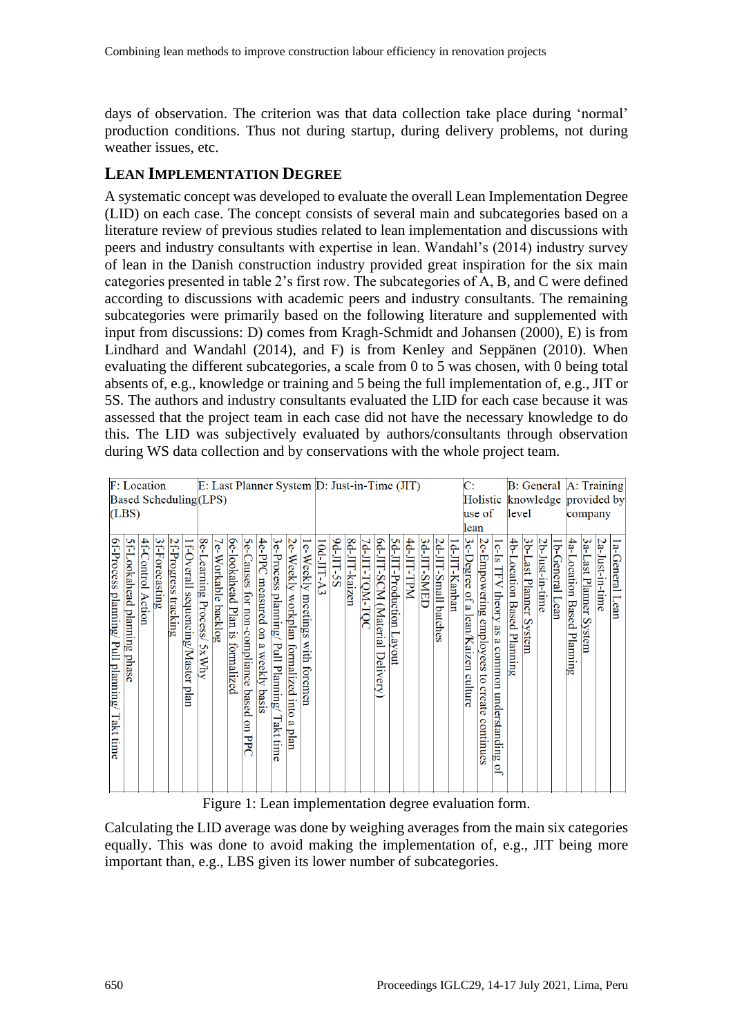days of observation. The criterion was that data collection take place during 'normal' production conditions. Thus not during startup, during delivery problems, not during weather issues, etc.

## LEAN IMPLEMENTATION DEGREE

A systematic concept was developed to evaluate the overall Lean Implementation Degree (LID) on each case. The concept consists of several main and subcategories based on a literature review of previous studies related to lean implementation and discussions with peers and industry consultants with expertise in lean. Wandahl's (2014) industry survey of lean in the Danish construction industry provided great inspiration for the six main categories presented in table 2's first row. The subcategories of A, B, and C were defined according to discussions with academic peers and industry consultants. The remaining subcategories were primarily based on the following literature and supplemented with input from discussions: D) comes from Kragh-Schmidt and Johansen (2000), E) is from Lindhard and Wandahl (2014), and F) is from Kenley and Seppänen (2010). When evaluating the different subcategories, a scale from 0 to 5 was chosen, with 0 being total absents of, e.g., knowledge or training and 5 being the full implementation of, e.g., JIT or 5S. The authors and industry consultants evaluated the LID for each case because it was assessed that the project team in each case did not have the necessary knowledge to do this. The LID was subjectively evaluated by authors/consultants through observation during WS data collection and by conservations with the whole project team.

| F: Location Based Scheduling (LBS) | E: Last Planner System (LPS) | D: Just-in-Time (JIT) | C: Holistic use of lean | B: General knowledge level | A: Training provided by company |
|---|---|---|---|---|---|
| 6f-Process planning/ Pull planning/ Takt time | 8e-Learning Process/ 5xWhy | 10d-JIT-A3 | 3c-Degree of a lean/Kaizen culture | 4b-Location Based Planning | 4a-Location Based Planning |
| 5f-Lookahead planning phase | 7e-Workable backlog | 9d-JIT-5S | 2c-Empowering employees to create continues | 3b-Last Planner System | 3a-Last Planner System |
| 4f-Control Action | 6e-lookahead Plan is formalized | 8d-JIT-kaizen | 1c-Is TFV theory as a common understanding of | 2b-Just-in-time | 2a-Just-in-time |
| 3f-Forecasting | 5e-Causes for non-compliance based on PPC | 7d-JIT-TQM-TQC | | 1b-General Lean | 1a-General Lean |
| 2f-Progress tracking | 4e-PPC measured on a weekly basis | 6d-JIT-SCM (Material Delivery) | | | |
| 1f-Overall sequencing/Master plan | 3e-Process planning/ Pull Planning/ Takt time | 5d-JIT-Production Layout | | | |
| | 2e-Weekly workplan formalized into a plan | 4d-JIT-TPM | | | |
| | 1e-Weekly meetings with foremen | 3d-JIT-SMED | | | |
| | | 2d-JIT-Small batches | | | |
| | | 1d-JIT-Kanban | | | |

Figure 1: Lean implementation degree evaluation form.

Calculating the LID average was done by weighing averages from the main six categories equally. This was done to avoid making the implementation of, e.g., JIT being more important than, e.g., LBS given its lower number of subcategories.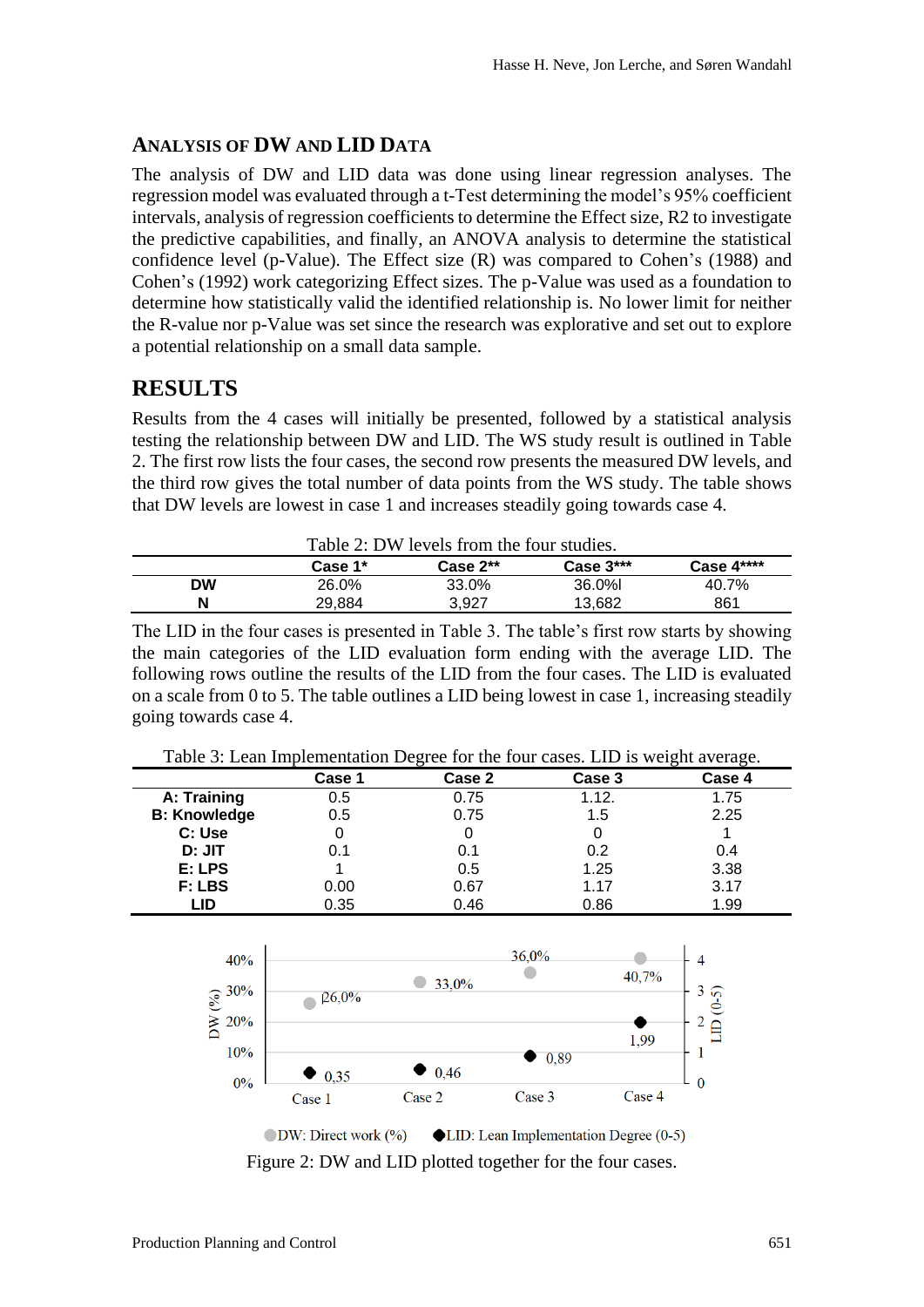### ANALYSIS OF DW AND LID DATA

The analysis of DW and LID data was done using linear regression analyses. The regression model was evaluated through a t-Test determining the model's 95% coefficient intervals, analysis of regression coefficients to determine the Effect size, R2 to investigate the predictive capabilities, and finally, an ANOVA analysis to determine the statistical confidence level (p-Value). The Effect size (R) was compared to Cohen's (1988) and Cohen's (1992) work categorizing Effect sizes. The p-Value was used as a foundation to determine how statistically valid the identified relationship is. No lower limit for neither the R-value nor p-Value was set since the research was explorative and set out to explore a potential relationship on a small data sample.

## RESULTS

Results from the 4 cases will initially be presented, followed by a statistical analysis testing the relationship between DW and LID. The WS study result is outlined in Table 2. The first row lists the four cases, the second row presents the measured DW levels, and the third row gives the total number of data points from the WS study. The table shows that DW levels are lowest in case 1 and increases steadily going towards case 4.

Table 2: DW levels from the four studies.

| | Case 1* | Case 2** | Case 3*** | Case 4**** |
|---|---|---|---|---|
| **DW** | 26.0% | 33.0% | 36.0%l | 40.7% |
| **N** | 29,884 | 3,927 | 13,682 | 861 |

The LID in the four cases is presented in Table 3. The table's first row starts by showing the main categories of the LID evaluation form ending with the average LID. The following rows outline the results of the LID from the four cases. The LID is evaluated on a scale from 0 to 5. The table outlines a LID being lowest in case 1, increasing steadily going towards case 4.

Table 3: Lean Implementation Degree for the four cases. LID is weight average.

| | Case 1 | Case 2 | Case 3 | Case 4 |
|---|---|---|---|---|
| **A: Training** | 0.5 | 0.75 | 1.12. | 1.75 |
| **B: Knowledge** | 0.5 | 0.75 | 1.5 | 2.25 |
| **C: Use** | 0 | 0 | 0 | 1 |
| **D: JIT** | 0.1 | 0.1 | 0.2 | 0.4 |
| **E: LPS** | 1 | 0.5 | 1.25 | 3.38 |
| **F: LBS** | 0.00 | 0.67 | 1.17 | 3.17 |
| **LID** | 0.35 | 0.46 | 0.86 | 1.99 |

| | Case 1 | Case 2 | Case 3 | Case 4 |
|---|---|---|---|---|
| DW: Direct work (%) | 26,0% | 33,0% | 36,0% | 40,7% |
| LID: Lean Implementation Degree (0-5) | 0,35 | 0,46 | 0,89 | 1,99 |

Figure 2: DW and LID plotted together for the four cases.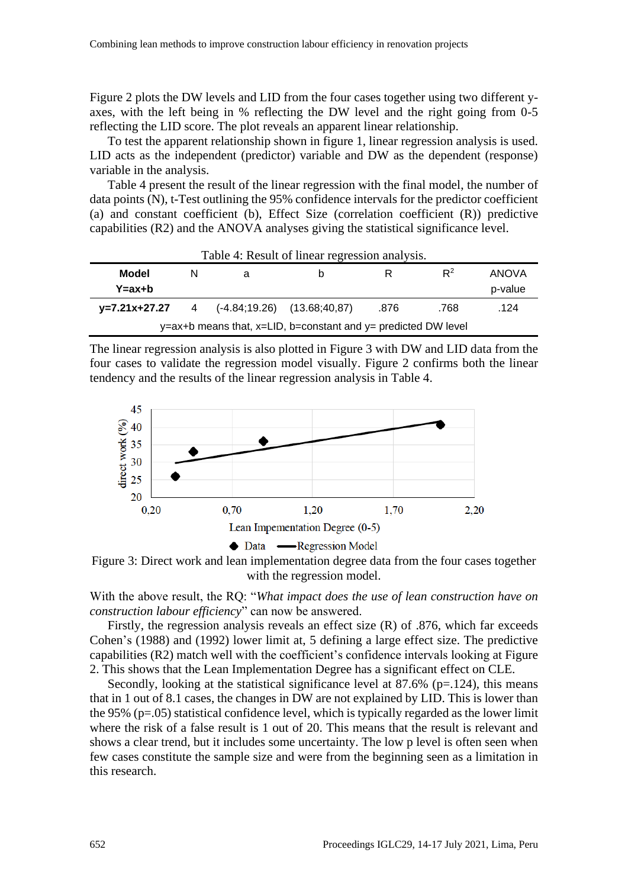Figure 2 plots the DW levels and LID from the four cases together using two different y-axes, with the left being in % reflecting the DW level and the right going from 0-5 reflecting the LID score. The plot reveals an apparent linear relationship.

To test the apparent relationship shown in figure 1, linear regression analysis is used. LID acts as the independent (predictor) variable and DW as the dependent (response) variable in the analysis.

Table 4 present the result of the linear regression with the final model, the number of data points (N), t-Test outlining the 95% confidence intervals for the predictor coefficient (a) and constant coefficient (b), Effect Size (correlation coefficient (R)) predictive capabilities (R2) and the ANOVA analyses giving the statistical significance level.

Table 4: Result of linear regression analysis.

| Model Y=ax+b | N | a | b | R | $R^2$ | ANOVA p-value |
|---|---|---|---|---|---|---|
| **y=7.21x+27.27** | 4 | (-4.84;19.26) | (13.68;40,87) | .876 | .768 | .124 |
| y=ax+b means that, x=LID, b=constant and y= predicted DW level | | | | | | |

The linear regression analysis is also plotted in Figure 3 with DW and LID data from the four cases to validate the regression model visually. Figure 2 confirms both the linear tendency and the results of the linear regression analysis in Table 4.

Figure 3: Direct work and lean implementation degree data from the four cases together with the regression model.

With the above result, the RQ: "*What impact does the use of lean construction have on construction labour efficiency*" can now be answered.

Firstly, the regression analysis reveals an effect size (R) of .876, which far exceeds Cohen's (1988) and (1992) lower limit at, 5 defining a large effect size. The predictive capabilities (R2) match well with the coefficient's confidence intervals looking at Figure 2. This shows that the Lean Implementation Degree has a significant effect on CLE.

Secondly, looking at the statistical significance level at 87.6% (p=.124), this means that in 1 out of 8.1 cases, the changes in DW are not explained by LID. This is lower than the 95% (p=.05) statistical confidence level, which is typically regarded as the lower limit where the risk of a false result is 1 out of 20. This means that the result is relevant and shows a clear trend, but it includes some uncertainty. The low p level is often seen when few cases constitute the sample size and were from the beginning seen as a limitation in this research.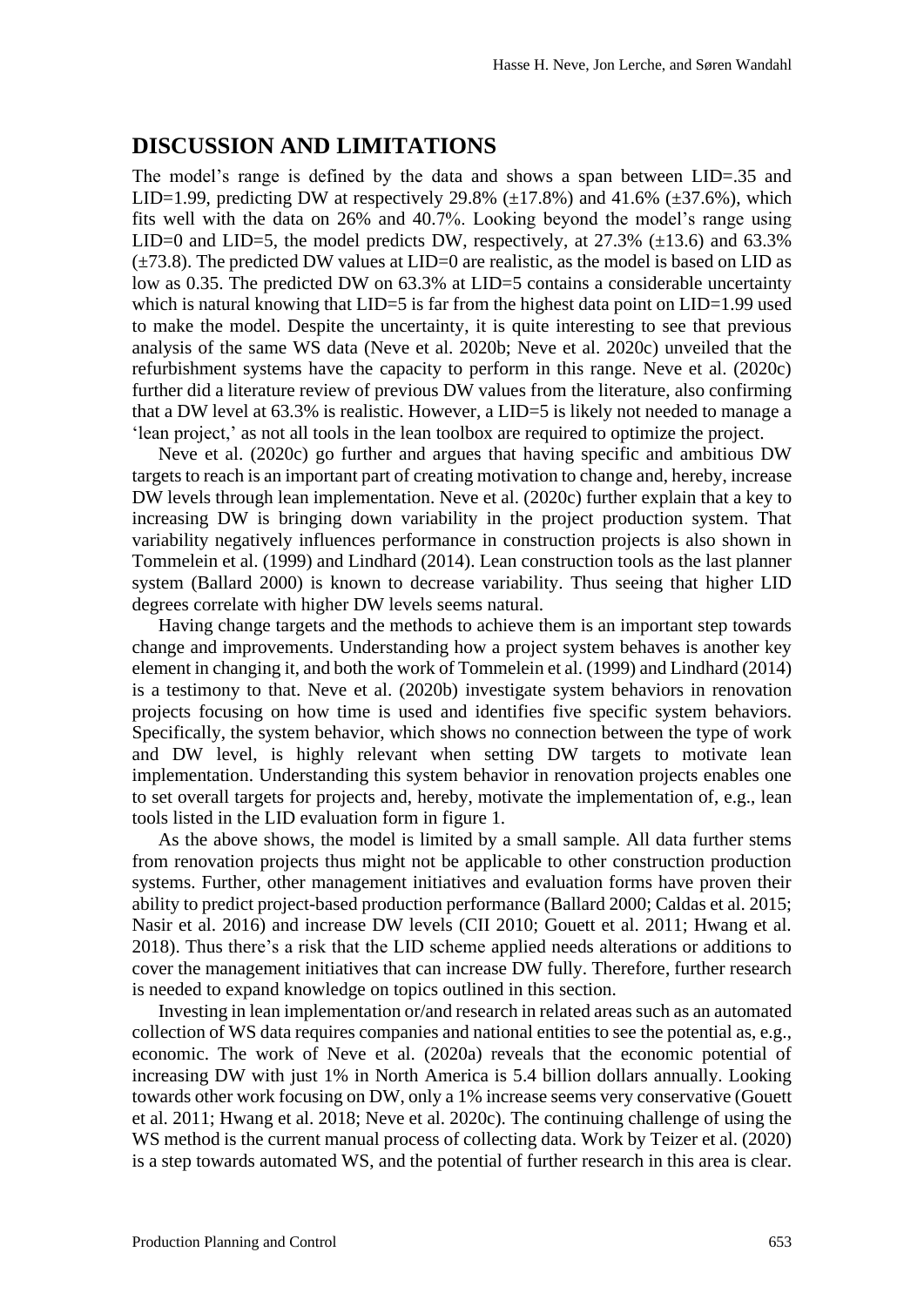## DISCUSSION AND LIMITATIONS

The model's range is defined by the data and shows a span between LID=.35 and LID=1.99, predicting DW at respectively 29.8% (±17.8%) and 41.6% (±37.6%), which fits well with the data on 26% and 40.7%. Looking beyond the model's range using LID=0 and LID=5, the model predicts DW, respectively, at 27.3% (±13.6) and 63.3% (±73.8). The predicted DW values at LID=0 are realistic, as the model is based on LID as low as 0.35. The predicted DW on 63.3% at LID=5 contains a considerable uncertainty which is natural knowing that LID=5 is far from the highest data point on LID=1.99 used to make the model. Despite the uncertainty, it is quite interesting to see that previous analysis of the same WS data (Neve et al. 2020b; Neve et al. 2020c) unveiled that the refurbishment systems have the capacity to perform in this range. Neve et al. (2020c) further did a literature review of previous DW values from the literature, also confirming that a DW level at 63.3% is realistic. However, a LID=5 is likely not needed to manage a 'lean project,' as not all tools in the lean toolbox are required to optimize the project.

Neve et al. (2020c) go further and argues that having specific and ambitious DW targets to reach is an important part of creating motivation to change and, hereby, increase DW levels through lean implementation. Neve et al. (2020c) further explain that a key to increasing DW is bringing down variability in the project production system. That variability negatively influences performance in construction projects is also shown in Tommelein et al. (1999) and Lindhard (2014). Lean construction tools as the last planner system (Ballard 2000) is known to decrease variability. Thus seeing that higher LID degrees correlate with higher DW levels seems natural.

Having change targets and the methods to achieve them is an important step towards change and improvements. Understanding how a project system behaves is another key element in changing it, and both the work of Tommelein et al. (1999) and Lindhard (2014) is a testimony to that. Neve et al. (2020b) investigate system behaviors in renovation projects focusing on how time is used and identifies five specific system behaviors. Specifically, the system behavior, which shows no connection between the type of work and DW level, is highly relevant when setting DW targets to motivate lean implementation. Understanding this system behavior in renovation projects enables one to set overall targets for projects and, hereby, motivate the implementation of, e.g., lean tools listed in the LID evaluation form in figure 1.

As the above shows, the model is limited by a small sample. All data further stems from renovation projects thus might not be applicable to other construction production systems. Further, other management initiatives and evaluation forms have proven their ability to predict project-based production performance (Ballard 2000; Caldas et al. 2015; Nasir et al. 2016) and increase DW levels (CII 2010; Gouett et al. 2011; Hwang et al. 2018). Thus there's a risk that the LID scheme applied needs alterations or additions to cover the management initiatives that can increase DW fully. Therefore, further research is needed to expand knowledge on topics outlined in this section.

Investing in lean implementation or/and research in related areas such as an automated collection of WS data requires companies and national entities to see the potential as, e.g., economic. The work of Neve et al. (2020a) reveals that the economic potential of increasing DW with just 1% in North America is 5.4 billion dollars annually. Looking towards other work focusing on DW, only a 1% increase seems very conservative (Gouett et al. 2011; Hwang et al. 2018; Neve et al. 2020c). The continuing challenge of using the WS method is the current manual process of collecting data. Work by Teizer et al. (2020) is a step towards automated WS, and the potential of further research in this area is clear.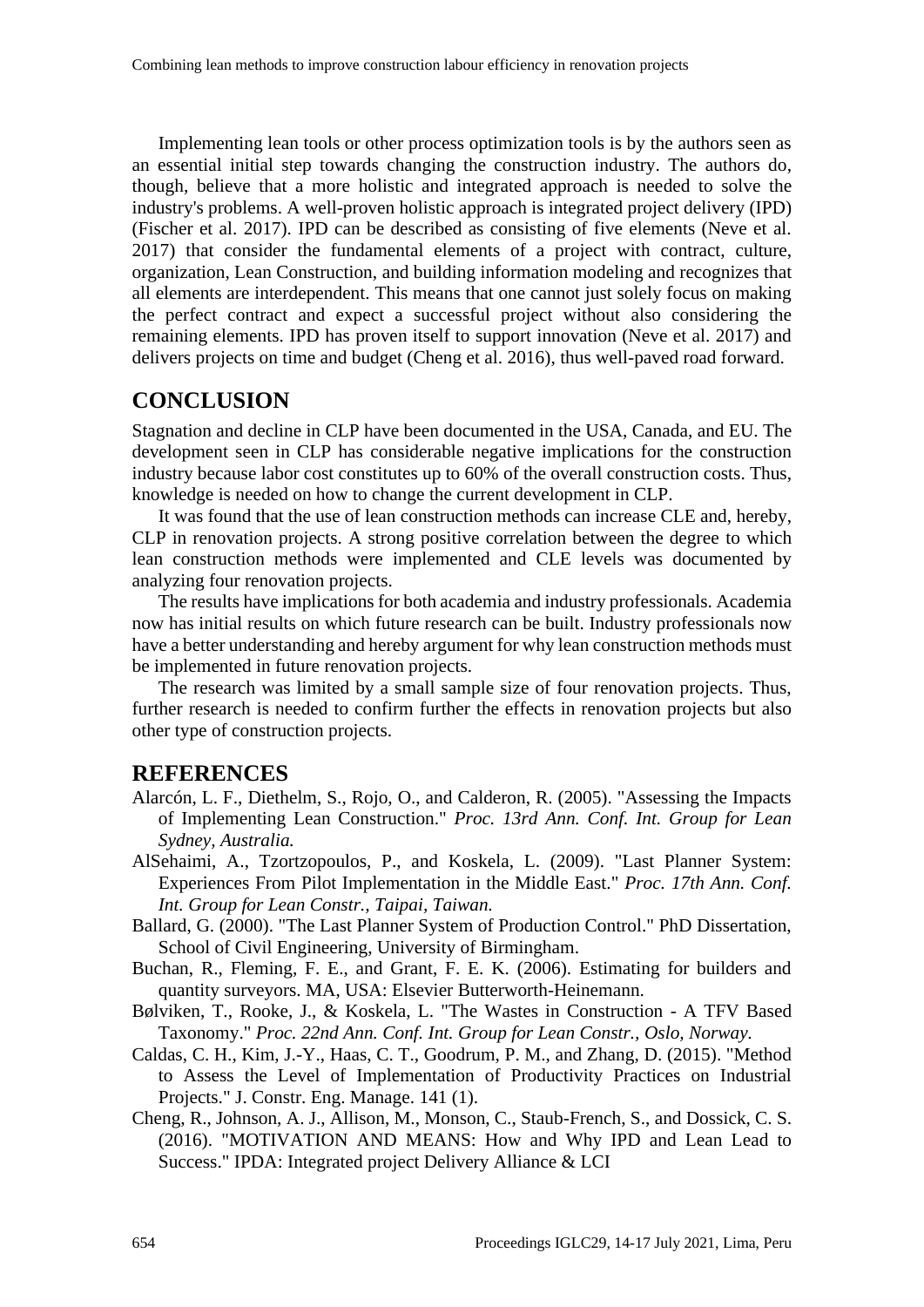Implementing lean tools or other process optimization tools is by the authors seen as an essential initial step towards changing the construction industry. The authors do, though, believe that a more holistic and integrated approach is needed to solve the industry's problems. A well-proven holistic approach is integrated project delivery (IPD) (Fischer et al. 2017). IPD can be described as consisting of five elements (Neve et al. 2017) that consider the fundamental elements of a project with contract, culture, organization, Lean Construction, and building information modeling and recognizes that all elements are interdependent. This means that one cannot just solely focus on making the perfect contract and expect a successful project without also considering the remaining elements. IPD has proven itself to support innovation (Neve et al. 2017) and delivers projects on time and budget (Cheng et al. 2016), thus well-paved road forward.

## CONCLUSION

Stagnation and decline in CLP have been documented in the USA, Canada, and EU. The development seen in CLP has considerable negative implications for the construction industry because labor cost constitutes up to 60% of the overall construction costs. Thus, knowledge is needed on how to change the current development in CLP.

It was found that the use of lean construction methods can increase CLE and, hereby, CLP in renovation projects. A strong positive correlation between the degree to which lean construction methods were implemented and CLE levels was documented by analyzing four renovation projects.

The results have implications for both academia and industry professionals. Academia now has initial results on which future research can be built. Industry professionals now have a better understanding and hereby argument for why lean construction methods must be implemented in future renovation projects.

The research was limited by a small sample size of four renovation projects. Thus, further research is needed to confirm further the effects in renovation projects but also other type of construction projects.

## REFERENCES

Alarcón, L. F., Diethelm, S., Rojo, O., and Calderon, R. (2005). "Assessing the Impacts of Implementing Lean Construction." *Proc. 13rd Ann. Conf. Int. Group for Lean Sydney, Australia.*

AlSehaimi, A., Tzortzopoulos, P., and Koskela, L. (2009). "Last Planner System: Experiences From Pilot Implementation in the Middle East." *Proc. 17th Ann. Conf. Int. Group for Lean Constr., Taipai, Taiwan.*

Ballard, G. (2000). "The Last Planner System of Production Control." PhD Dissertation, School of Civil Engineering, University of Birmingham.

Buchan, R., Fleming, F. E., and Grant, F. E. K. (2006). Estimating for builders and quantity surveyors. MA, USA: Elsevier Butterworth-Heinemann.

Bølviken, T., Rooke, J., & Koskela, L. "The Wastes in Construction - A TFV Based Taxonomy." *Proc. 22nd Ann. Conf. Int. Group for Lean Constr., Oslo, Norway.*

Caldas, C. H., Kim, J.-Y., Haas, C. T., Goodrum, P. M., and Zhang, D. (2015). "Method to Assess the Level of Implementation of Productivity Practices on Industrial Projects." J. Constr. Eng. Manage. 141 (1).

Cheng, R., Johnson, A. J., Allison, M., Monson, C., Staub-French, S., and Dossick, C. S. (2016). "MOTIVATION AND MEANS: How and Why IPD and Lean Lead to Success." IPDA: Integrated project Delivery Alliance & LCI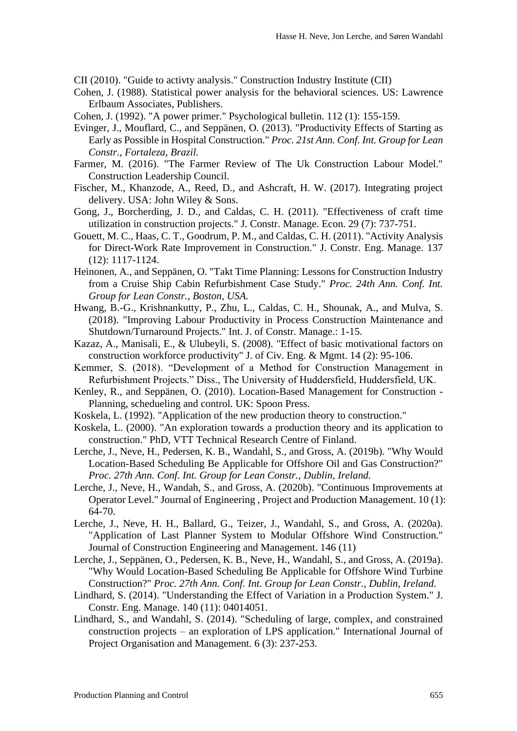CII (2010). "Guide to activty analysis." Construction Industry Institute (CII)

Cohen, J. (1988). Statistical power analysis for the behavioral sciences. US: Lawrence Erlbaum Associates, Publishers.

Cohen, J. (1992). "A power primer." Psychological bulletin. 112 (1): 155-159.

Evinger, J., Mouflard, C., and Seppänen, O. (2013). "Productivity Effects of Starting as Early as Possible in Hospital Construction." *Proc. 21st Ann. Conf. Int. Group for Lean Constr., Fortaleza, Brazil.*

Farmer, M. (2016). "The Farmer Review of The Uk Construction Labour Model." Construction Leadership Council.

Fischer, M., Khanzode, A., Reed, D., and Ashcraft, H. W. (2017). Integrating project delivery. USA: John Wiley & Sons.

Gong, J., Borcherding, J. D., and Caldas, C. H. (2011). "Effectiveness of craft time utilization in construction projects." J. Constr. Manage. Econ. 29 (7): 737-751.

Gouett, M. C., Haas, C. T., Goodrum, P. M., and Caldas, C. H. (2011). "Activity Analysis for Direct-Work Rate Improvement in Construction." J. Constr. Eng. Manage. 137 (12): 1117-1124.

Heinonen, A., and Seppänen, O. "Takt Time Planning: Lessons for Construction Industry from a Cruise Ship Cabin Refurbishment Case Study." *Proc. 24th Ann. Conf. Int. Group for Lean Constr., Boston, USA.*

Hwang, B.-G., Krishnankutty, P., Zhu, L., Caldas, C. H., Shounak, A., and Mulva, S. (2018). "Improving Labour Productivity in Process Construction Maintenance and Shutdown/Turnaround Projects." Int. J. of Constr. Manage.: 1-15.

Kazaz, A., Manisali, E., & Ulubeyli, S. (2008). "Effect of basic motivational factors on construction workforce productivity" J. of Civ. Eng. & Mgmt. 14 (2): 95-106.

Kemmer, S. (2018). "Development of a Method for Construction Management in Refurbishment Projects." Diss., The University of Huddersfield, Huddersfield, UK.

Kenley, R., and Seppänen, O. (2010). Location-Based Management for Construction - Planning, schedueling and control. UK: Spoon Press.

Koskela, L. (1992). "Application of the new production theory to construction."

Koskela, L. (2000). "An exploration towards a production theory and its application to construction." PhD, VTT Technical Research Centre of Finland.

Lerche, J., Neve, H., Pedersen, K. B., Wandahl, S., and Gross, A. (2019b). "Why Would Location-Based Scheduling Be Applicable for Offshore Oil and Gas Construction?" *Proc. 27th Ann. Conf. Int. Group for Lean Constr., Dublin, Ireland.*

Lerche, J., Neve, H., Wandah, S., and Gross, A. (2020b). "Continuous Improvements at Operator Level." Journal of Engineering , Project and Production Management. 10 (1): 64-70.

Lerche, J., Neve, H. H., Ballard, G., Teizer, J., Wandahl, S., and Gross, A. (2020a). "Application of Last Planner System to Modular Offshore Wind Construction." Journal of Construction Engineering and Management. 146 (11)

Lerche, J., Seppänen, O., Pedersen, K. B., Neve, H., Wandahl, S., and Gross, A. (2019a). "Why Would Location-Based Scheduling Be Applicable for Offshore Wind Turbine Construction?" *Proc. 27th Ann. Conf. Int. Group for Lean Constr., Dublin, Ireland.*

Lindhard, S. (2014). "Understanding the Effect of Variation in a Production System." J. Constr. Eng. Manage. 140 (11): 04014051.

Lindhard, S., and Wandahl, S. (2014). "Scheduling of large, complex, and constrained construction projects – an exploration of LPS application." International Journal of Project Organisation and Management. 6 (3): 237-253.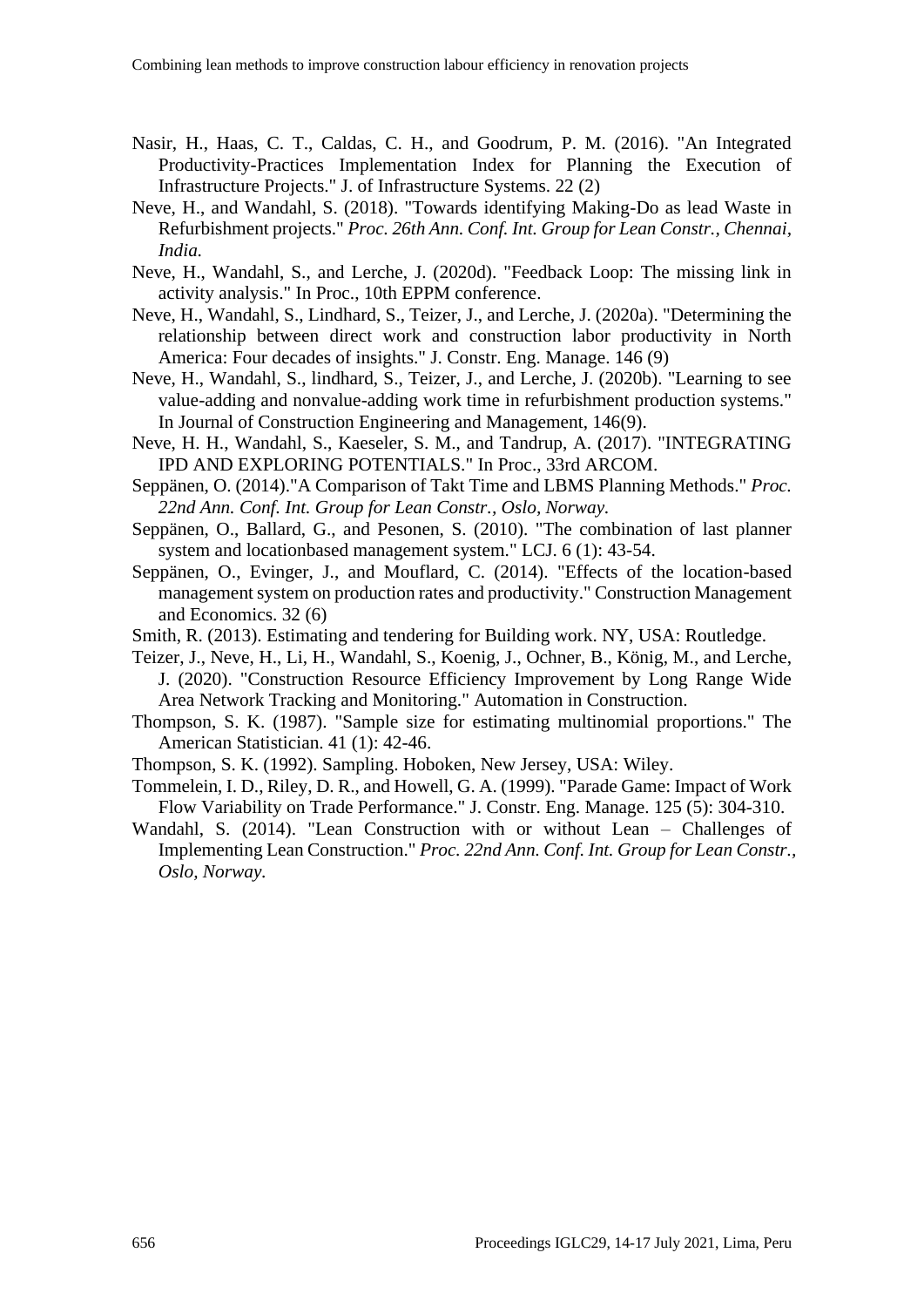Nasir, H., Haas, C. T., Caldas, C. H., and Goodrum, P. M. (2016). "An Integrated Productivity-Practices Implementation Index for Planning the Execution of Infrastructure Projects." J. of Infrastructure Systems. 22 (2)

Neve, H., and Wandahl, S. (2018). "Towards identifying Making-Do as lead Waste in Refurbishment projects." *Proc. 26th Ann. Conf. Int. Group for Lean Constr., Chennai, India.*

Neve, H., Wandahl, S., and Lerche, J. (2020d). "Feedback Loop: The missing link in activity analysis." In Proc., 10th EPPM conference.

Neve, H., Wandahl, S., Lindhard, S., Teizer, J., and Lerche, J. (2020a). "Determining the relationship between direct work and construction labor productivity in North America: Four decades of insights." J. Constr. Eng. Manage. 146 (9)

Neve, H., Wandahl, S., lindhard, S., Teizer, J., and Lerche, J. (2020b). "Learning to see value-adding and nonvalue-adding work time in refurbishment production systems." In Journal of Construction Engineering and Management, 146(9).

Neve, H. H., Wandahl, S., Kaeseler, S. M., and Tandrup, A. (2017). "INTEGRATING IPD AND EXPLORING POTENTIALS." In Proc., 33rd ARCOM.

Seppänen, O. (2014)."A Comparison of Takt Time and LBMS Planning Methods." *Proc. 22nd Ann. Conf. Int. Group for Lean Constr., Oslo, Norway.*

Seppänen, O., Ballard, G., and Pesonen, S. (2010). "The combination of last planner system and locationbased management system." LCJ. 6 (1): 43-54.

Seppänen, O., Evinger, J., and Mouflard, C. (2014). "Effects of the location-based management system on production rates and productivity." Construction Management and Economics. 32 (6)

Smith, R. (2013). Estimating and tendering for Building work. NY, USA: Routledge.

Teizer, J., Neve, H., Li, H., Wandahl, S., Koenig, J., Ochner, B., König, M., and Lerche, J. (2020). "Construction Resource Efficiency Improvement by Long Range Wide Area Network Tracking and Monitoring." Automation in Construction.

Thompson, S. K. (1987). "Sample size for estimating multinomial proportions." The American Statistician. 41 (1): 42-46.

Thompson, S. K. (1992). Sampling. Hoboken, New Jersey, USA: Wiley.

Tommelein, I. D., Riley, D. R., and Howell, G. A. (1999). "Parade Game: Impact of Work Flow Variability on Trade Performance." J. Constr. Eng. Manage. 125 (5): 304-310.

Wandahl, S. (2014). "Lean Construction with or without Lean – Challenges of Implementing Lean Construction." *Proc. 22nd Ann. Conf. Int. Group for Lean Constr., Oslo, Norway.*